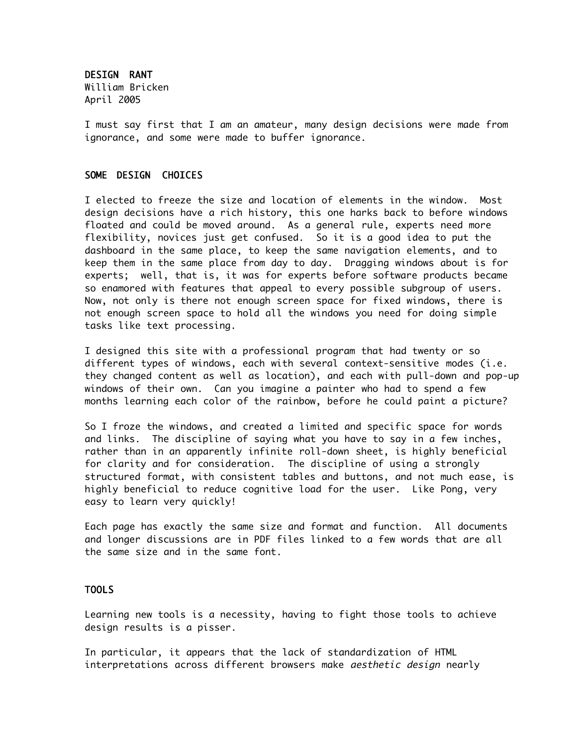# DESIGN RANT

William Bricken
April 2005

I must say first that I am an amateur, many design decisions were made from ignorance, and some were made to buffer ignorance.

## SOME DESIGN CHOICES

I elected to freeze the size and location of elements in the window. Most design decisions have a rich history, this one harks back to before windows floated and could be moved around. As a general rule, experts need more flexibility, novices just get confused. So it is a good idea to put the dashboard in the same place, to keep the same navigation elements, and to keep them in the same place from day to day. Dragging windows about is for experts; well, that is, it was for experts before software products became so enamored with features that appeal to every possible subgroup of users. Now, not only is there not enough screen space for fixed windows, there is not enough screen space to hold all the windows you need for doing simple tasks like text processing.

I designed this site with a professional program that had twenty or so different types of windows, each with several context-sensitive modes (i.e. they changed content as well as location), and each with pull-down and pop-up windows of their own. Can you imagine a painter who had to spend a few months learning each color of the rainbow, before he could paint a picture?

So I froze the windows, and created a limited and specific space for words and links. The discipline of saying what you have to say in a few inches, rather than in an apparently infinite roll-down sheet, is highly beneficial for clarity and for consideration. The discipline of using a strongly structured format, with consistent tables and buttons, and not much ease, is highly beneficial to reduce cognitive load for the user. Like Pong, very easy to learn very quickly!

Each page has exactly the same size and format and function. All documents and longer discussions are in PDF files linked to a few words that are all the same size and in the same font.

## TOOLS

Learning new tools is a necessity, having to fight those tools to achieve design results is a pisser.

In particular, it appears that the lack of standardization of HTML interpretations across different browsers make *aesthetic design* nearly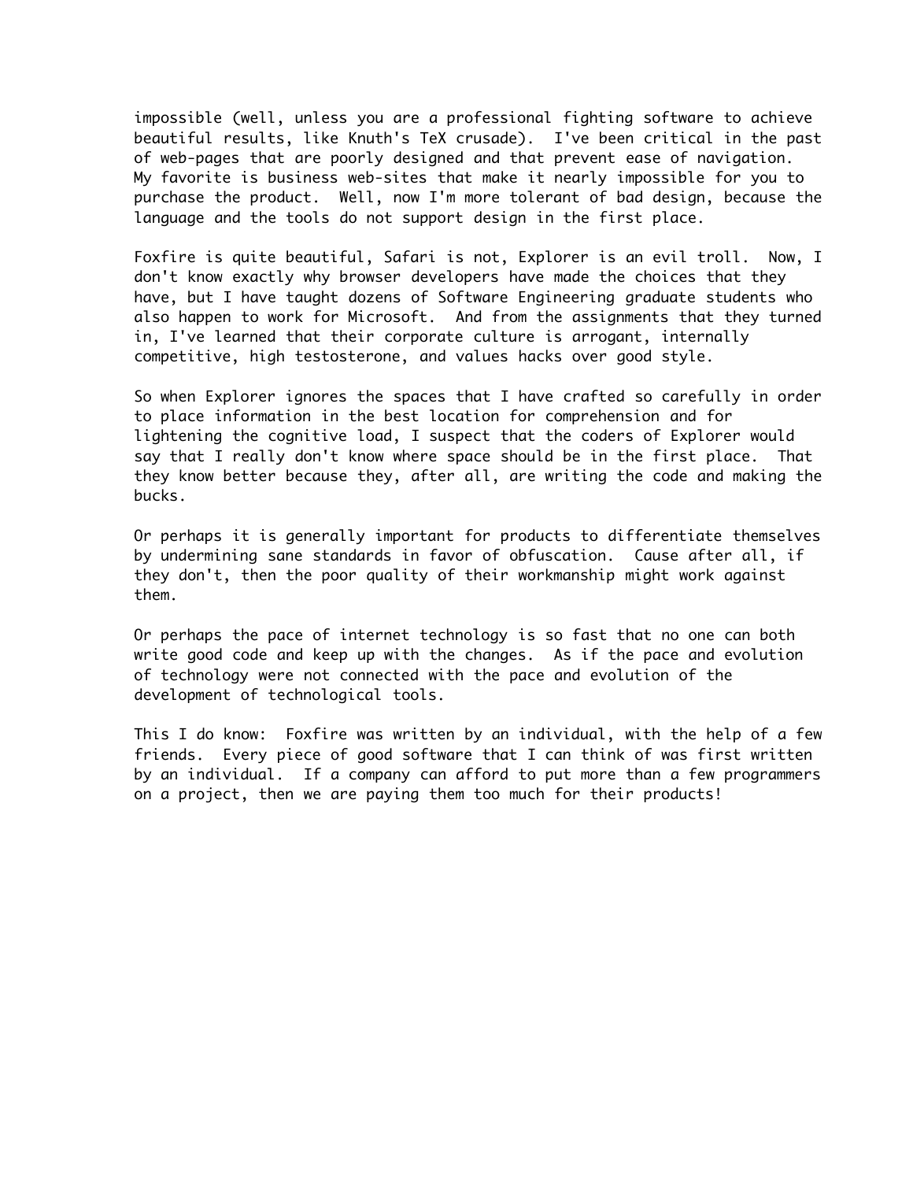impossible (well, unless you are a professional fighting software to achieve beautiful results, like Knuth's TeX crusade). I've been critical in the past of web-pages that are poorly designed and that prevent ease of navigation. My favorite is business web-sites that make it nearly impossible for you to purchase the product. Well, now I'm more tolerant of bad design, because the language and the tools do not support design in the first place.

Foxfire is quite beautiful, Safari is not, Explorer is an evil troll. Now, I don't know exactly why browser developers have made the choices that they have, but I have taught dozens of Software Engineering graduate students who also happen to work for Microsoft. And from the assignments that they turned in, I've learned that their corporate culture is arrogant, internally competitive, high testosterone, and values hacks over good style.

So when Explorer ignores the spaces that I have crafted so carefully in order to place information in the best location for comprehension and for lightening the cognitive load, I suspect that the coders of Explorer would say that I really don't know where space should be in the first place. That they know better because they, after all, are writing the code and making the bucks.

Or perhaps it is generally important for products to differentiate themselves by undermining sane standards in favor of obfuscation. Cause after all, if they don't, then the poor quality of their workmanship might work against them.

Or perhaps the pace of internet technology is so fast that no one can both write good code and keep up with the changes. As if the pace and evolution of technology were not connected with the pace and evolution of the development of technological tools.

This I do know: Foxfire was written by an individual, with the help of a few friends. Every piece of good software that I can think of was first written by an individual. If a company can afford to put more than a few programmers on a project, then we are paying them too much for their products!